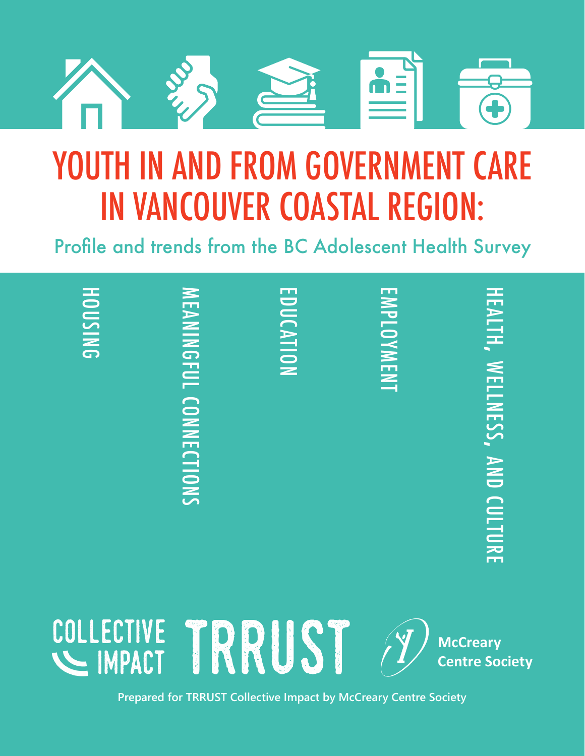# YOUTH IN AND FROM GOVERNMENT CARE IN VANCOUVER COASTAL REGION:

## Profile and trends from the BC Adolescent Health Survey

HOUSING

MEANINGFUL CONNECTIONS

EDUCATION

EMPLOYMENT

HEALTH, WELLNESS, AND CULTURE

COLLECTIVE IMPACT TRRUST

McCreary Centre Society

Prepared for TRRUST Collective Impact by McCreary Centre Society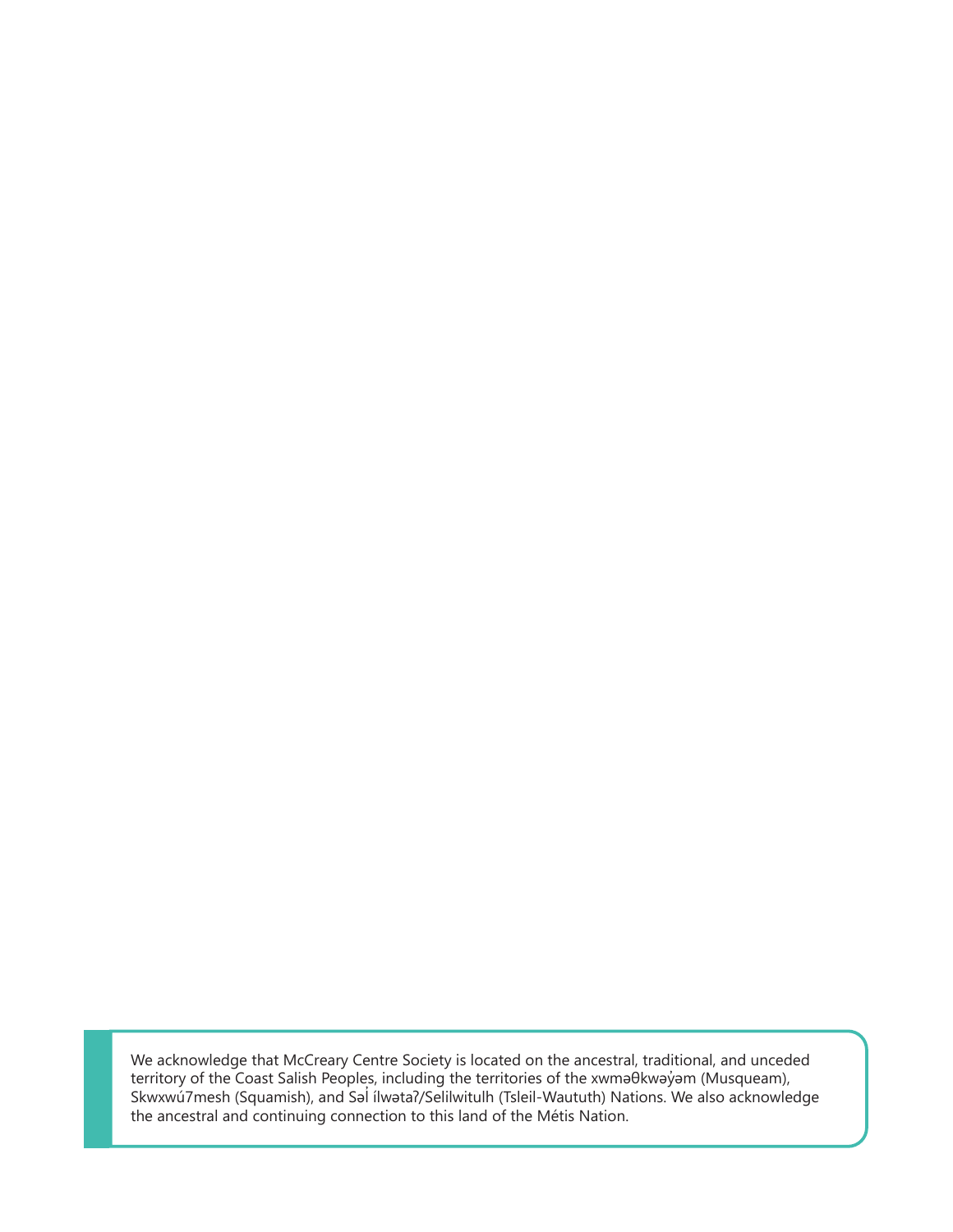We acknowledge that McCreary Centre Society is located on the ancestral, traditional, and unceded territory of the Coast Salish Peoples, including the territories of the xʷməθkʷəy̓əm (Musqueam), Skwxwú7mesh (Squamish), and Səl̓ílwətaʔ/Selilwitulh (Tsleil-Waututh) Nations. We also acknowledge the ancestral and continuing connection to this land of the Métis Nation.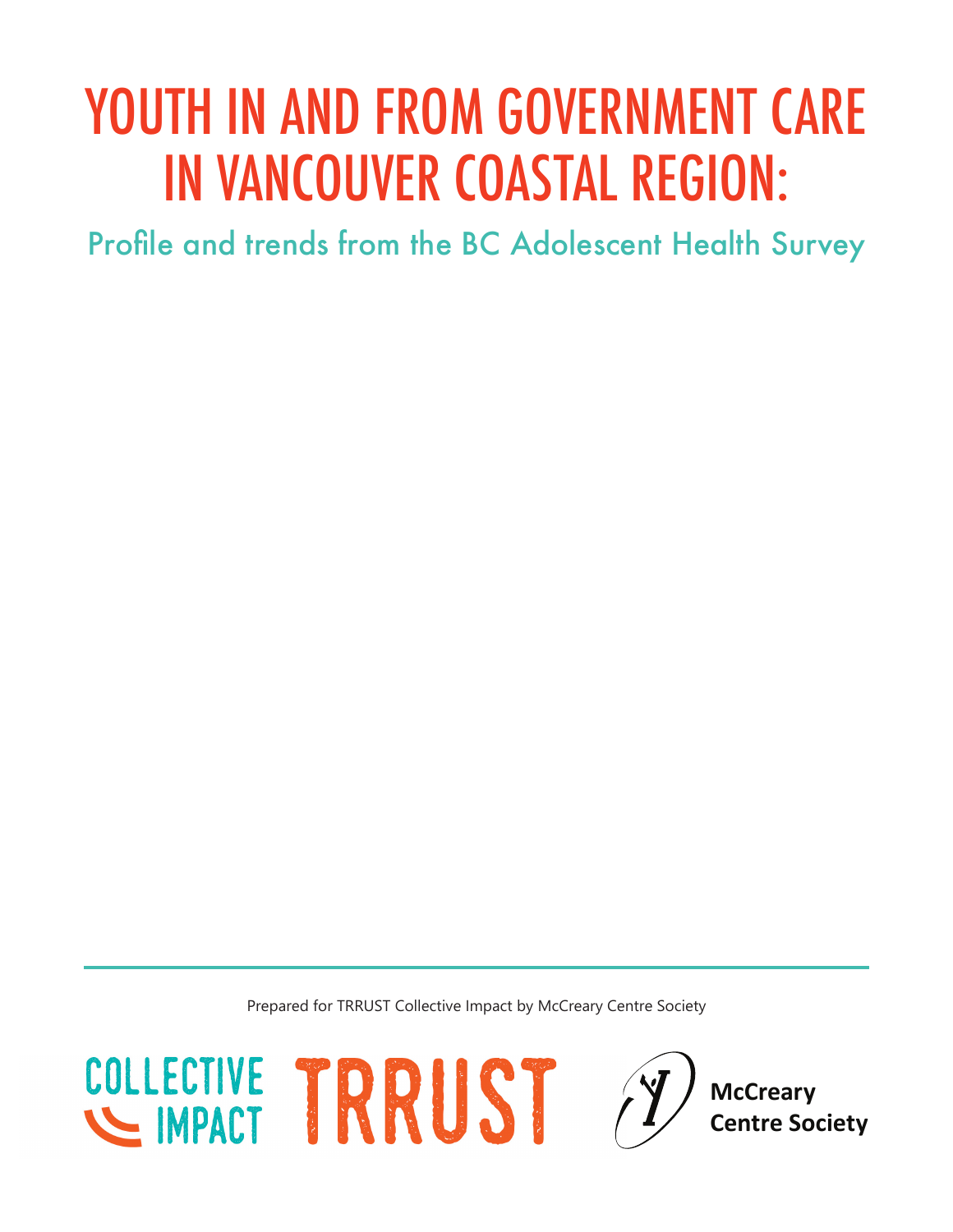# YOUTH IN AND FROM GOVERNMENT CARE IN VANCOUVER COASTAL REGION:

## Profile and trends from the BC Adolescent Health Survey

Prepared for TRRUST Collective Impact by McCreary Centre Society

COLLECTIVE IMPACT TRRUST

McCreary Centre Society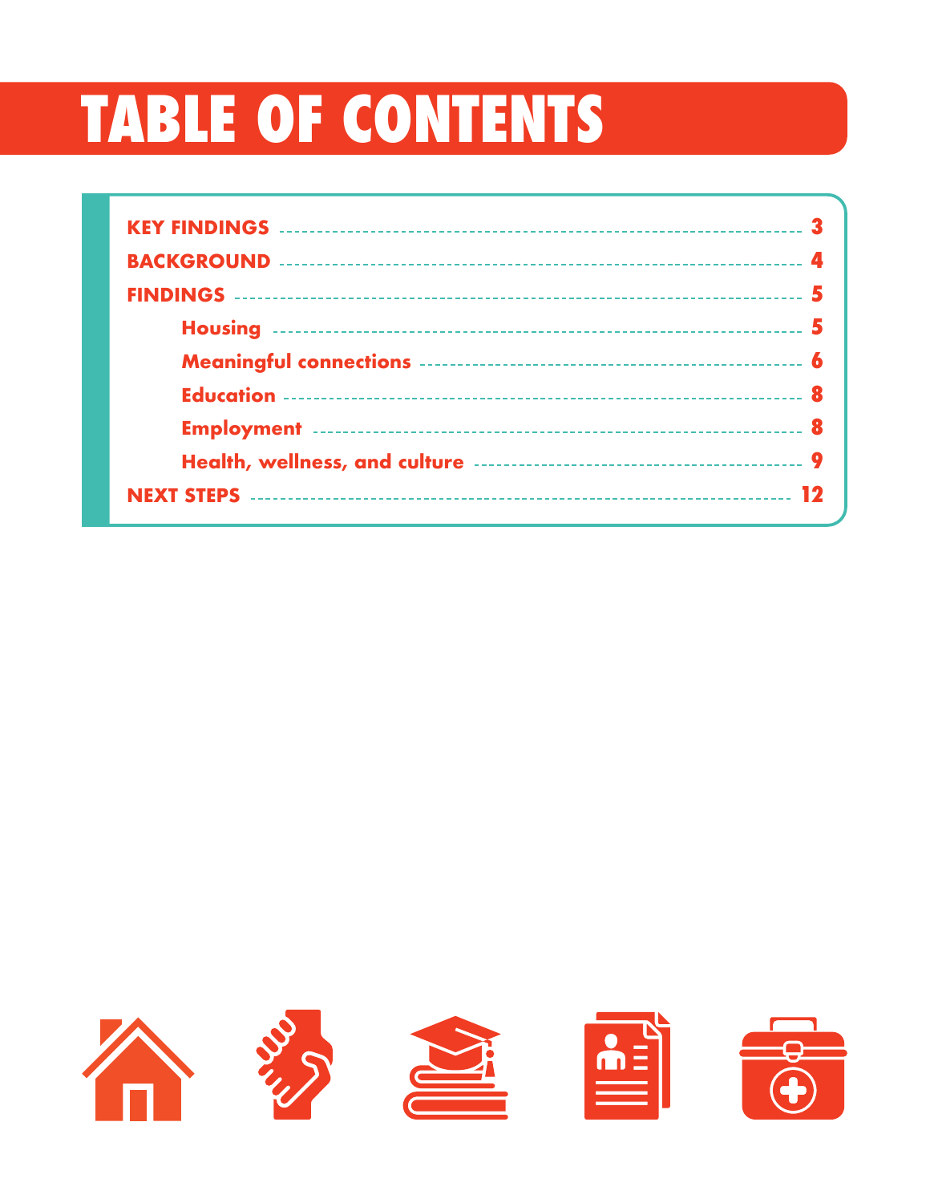# TABLE OF CONTENTS

- **KEY FINDINGS** ........ 3
- **BACKGROUND** ........ 4
- **FINDINGS** ........ 5
  - **Housing** ........ 5
  - **Meaningful connections** ........ 6
  - **Education** ........ 8
  - **Employment** ........ 8
  - **Health, wellness, and culture** ........ 9
- **NEXT STEPS** ........ 12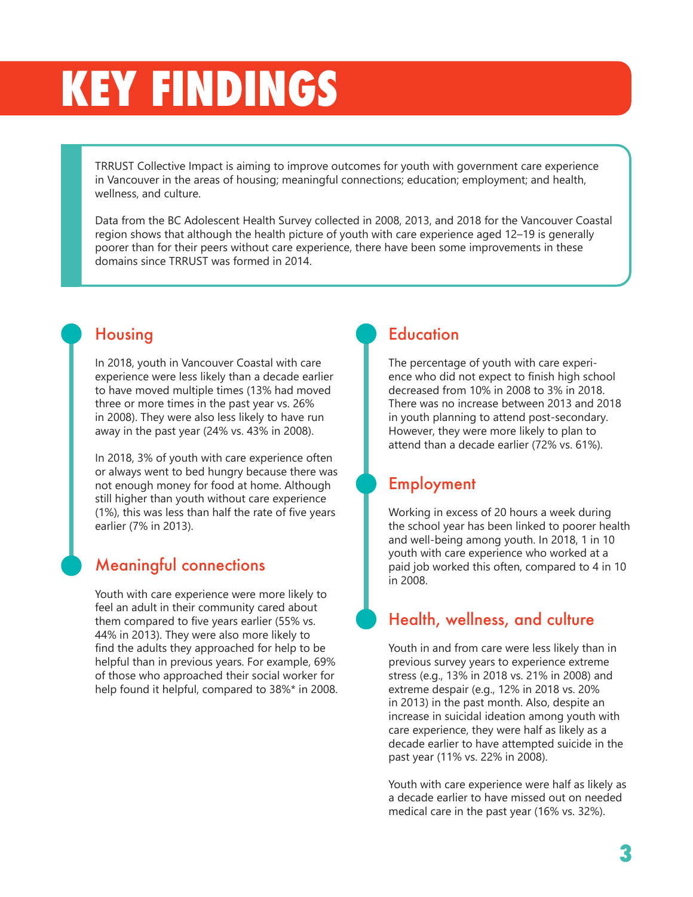# KEY FINDINGS

TRRUST Collective Impact is aiming to improve outcomes for youth with government care experience in Vancouver in the areas of housing; meaningful connections; education; employment; and health, wellness, and culture.

Data from the BC Adolescent Health Survey collected in 2008, 2013, and 2018 for the Vancouver Coastal region shows that although the health picture of youth with care experience aged 12–19 is generally poorer than for their peers without care experience, there have been some improvements in these domains since TRRUST was formed in 2014.

## Housing

In 2018, youth in Vancouver Coastal with care experience were less likely than a decade earlier to have moved multiple times (13% had moved three or more times in the past year vs. 26% in 2008). They were also less likely to have run away in the past year (24% vs. 43% in 2008).

In 2018, 3% of youth with care experience often or always went to bed hungry because there was not enough money for food at home. Although still higher than youth without care experience (1%), this was less than half the rate of five years earlier (7% in 2013).

## Meaningful connections

Youth with care experience were more likely to feel an adult in their community cared about them compared to five years earlier (55% vs. 44% in 2013). They were also more likely to find the adults they approached for help to be helpful than in previous years. For example, 69% of those who approached their social worker for help found it helpful, compared to 38%* in 2008.

## Education

The percentage of youth with care experience who did not expect to finish high school decreased from 10% in 2008 to 3% in 2018. There was no increase between 2013 and 2018 in youth planning to attend post-secondary. However, they were more likely to plan to attend than a decade earlier (72% vs. 61%).

## Employment

Working in excess of 20 hours a week during the school year has been linked to poorer health and well-being among youth. In 2018, 1 in 10 youth with care experience who worked at a paid job worked this often, compared to 4 in 10 in 2008.

## Health, wellness, and culture

Youth in and from care were less likely than in previous survey years to experience extreme stress (e.g., 13% in 2018 vs. 21% in 2008) and extreme despair (e.g., 12% in 2018 vs. 20% in 2013) in the past month. Also, despite an increase in suicidal ideation among youth with care experience, they were half as likely as a decade earlier to have attempted suicide in the past year (11% vs. 22% in 2008).

Youth with care experience were half as likely as a decade earlier to have missed out on needed medical care in the past year (16% vs. 32%).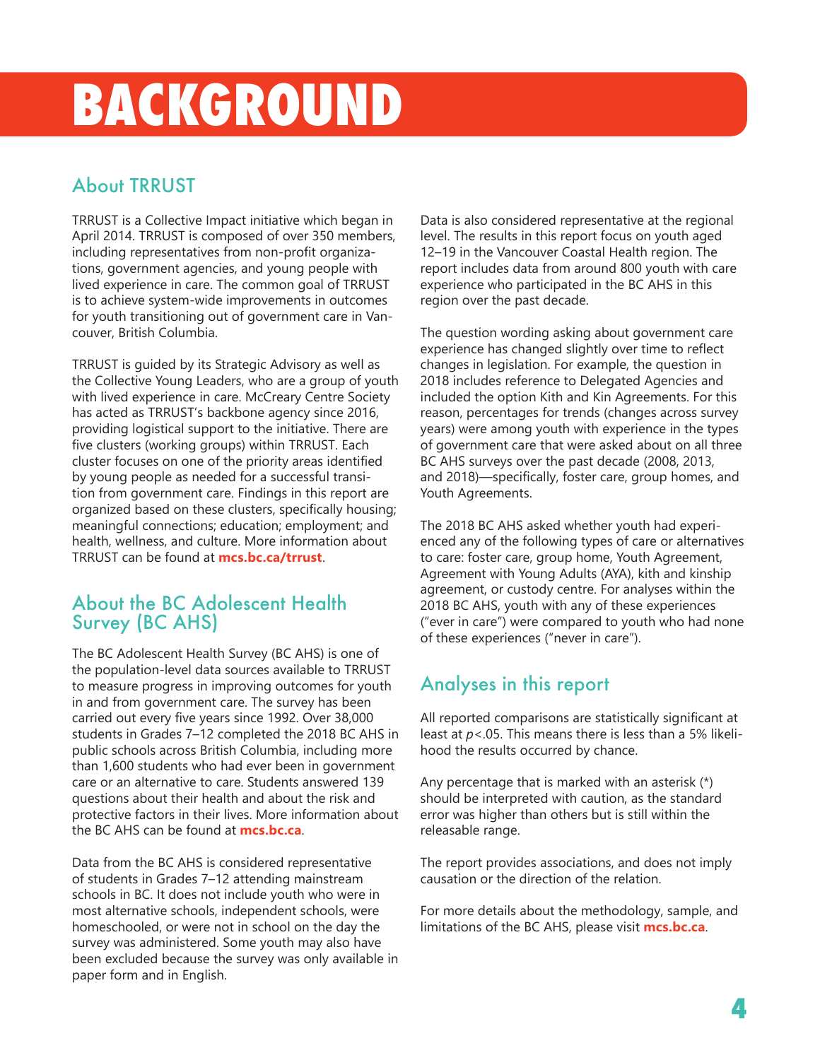# BACKGROUND

## About TRRUST

TRRUST is a Collective Impact initiative which began in April 2014. TRRUST is composed of over 350 members, including representatives from non-profit organizations, government agencies, and young people with lived experience in care. The common goal of TRRUST is to achieve system-wide improvements in outcomes for youth transitioning out of government care in Vancouver, British Columbia.

TRRUST is guided by its Strategic Advisory as well as the Collective Young Leaders, who are a group of youth with lived experience in care. McCreary Centre Society has acted as TRRUST's backbone agency since 2016, providing logistical support to the initiative. There are five clusters (working groups) within TRRUST. Each cluster focuses on one of the priority areas identified by young people as needed for a successful transition from government care. Findings in this report are organized based on these clusters, specifically housing; meaningful connections; education; employment; and health, wellness, and culture. More information about TRRUST can be found at **mcs.bc.ca/trrust**.

## About the BC Adolescent Health Survey (BC AHS)

The BC Adolescent Health Survey (BC AHS) is one of the population-level data sources available to TRRUST to measure progress in improving outcomes for youth in and from government care. The survey has been carried out every five years since 1992. Over 38,000 students in Grades 7–12 completed the 2018 BC AHS in public schools across British Columbia, including more than 1,600 students who had ever been in government care or an alternative to care. Students answered 139 questions about their health and about the risk and protective factors in their lives. More information about the BC AHS can be found at **mcs.bc.ca**.

Data from the BC AHS is considered representative of students in Grades 7–12 attending mainstream schools in BC. It does not include youth who were in most alternative schools, independent schools, were homeschooled, or were not in school on the day the survey was administered. Some youth may also have been excluded because the survey was only available in paper form and in English.

Data is also considered representative at the regional level. The results in this report focus on youth aged 12–19 in the Vancouver Coastal Health region. The report includes data from around 800 youth with care experience who participated in the BC AHS in this region over the past decade.

The question wording asking about government care experience has changed slightly over time to reflect changes in legislation. For example, the question in 2018 includes reference to Delegated Agencies and included the option Kith and Kin Agreements. For this reason, percentages for trends (changes across survey years) were among youth with experience in the types of government care that were asked about on all three BC AHS surveys over the past decade (2008, 2013, and 2018)—specifically, foster care, group homes, and Youth Agreements.

The 2018 BC AHS asked whether youth had experienced any of the following types of care or alternatives to care: foster care, group home, Youth Agreement, Agreement with Young Adults (AYA), kith and kinship agreement, or custody centre. For analyses within the 2018 BC AHS, youth with any of these experiences ("ever in care") were compared to youth who had none of these experiences ("never in care").

## Analyses in this report

All reported comparisons are statistically significant at least at $p<.05$. This means there is less than a 5% likelihood the results occurred by chance.

Any percentage that is marked with an asterisk (*) should be interpreted with caution, as the standard error was higher than others but is still within the releasable range.

The report provides associations, and does not imply causation or the direction of the relation.

For more details about the methodology, sample, and limitations of the BC AHS, please visit **mcs.bc.ca**.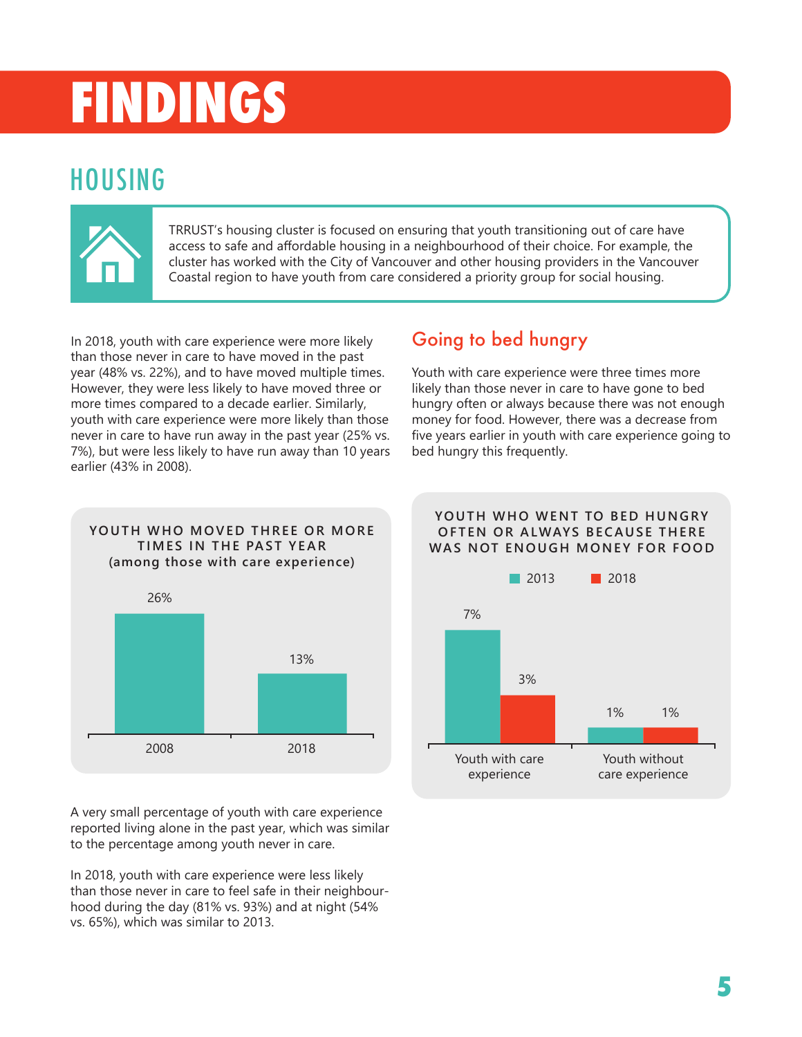# FINDINGS

## HOUSING

TRRUST's housing cluster is focused on ensuring that youth transitioning out of care have access to safe and affordable housing in a neighbourhood of their choice. For example, the cluster has worked with the City of Vancouver and other housing providers in the Vancouver Coastal region to have youth from care considered a priority group for social housing.

In 2018, youth with care experience were more likely than those never in care to have moved in the past year (48% vs. 22%), and to have moved multiple times. However, they were less likely to have moved three or more times compared to a decade earlier. Similarly, youth with care experience were more likely than those never in care to have run away in the past year (25% vs. 7%), but were less likely to have run away than 10 years earlier (43% in 2008).

YOUTH WHO MOVED THREE OR MORE TIMES IN THE PAST YEAR (among those with care experience)

26%
13%
2008
2018

A very small percentage of youth with care experience reported living alone in the past year, which was similar to the percentage among youth never in care.

In 2018, youth with care experience were less likely than those never in care to feel safe in their neighbourhood during the day (81% vs. 93%) and at night (54% vs. 65%), which was similar to 2013.

### Going to bed hungry

Youth with care experience were three times more likely than those never in care to have gone to bed hungry often or always because there was not enough money for food. However, there was a decrease from five years earlier in youth with care experience going to bed hungry this frequently.

YOUTH WHO WENT TO BED HUNGRY OFTEN OR ALWAYS BECAUSE THERE WAS NOT ENOUGH MONEY FOR FOOD

2013
2018
7%
3%
1%
1%
Youth with care experience
Youth without care experience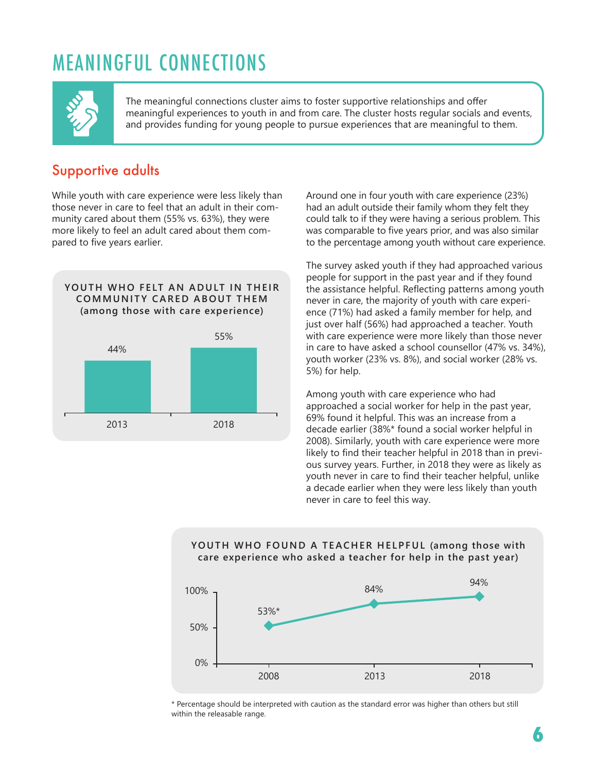# MEANINGFUL CONNECTIONS

The meaningful connections cluster aims to foster supportive relationships and offer meaningful experiences to youth in and from care. The cluster hosts regular socials and events, and provides funding for young people to pursue experiences that are meaningful to them.

## Supportive adults

While youth with care experience were less likely than those never in care to feel that an adult in their community cared about them (55% vs. 63%), they were more likely to feel an adult cared about them compared to five years earlier.

**YOUTH WHO FELT AN ADULT IN THEIR COMMUNITY CARED ABOUT THEM (among those with care experience)**

44%
55%
2013
2018

Around one in four youth with care experience (23%) had an adult outside their family whom they felt they could talk to if they were having a serious problem. This was comparable to five years prior, and was also similar to the percentage among youth without care experience.

The survey asked youth if they had approached various people for support in the past year and if they found the assistance helpful. Reflecting patterns among youth never in care, the majority of youth with care experience (71%) had asked a family member for help, and just over half (56%) had approached a teacher. Youth with care experience were more likely than those never in care to have asked a school counsellor (47% vs. 34%), youth worker (23% vs. 8%), and social worker (28% vs. 5%) for help.

Among youth with care experience who had approached a social worker for help in the past year, 69% found it helpful. This was an increase from a decade earlier (38%* found a social worker helpful in 2008). Similarly, youth with care experience were more likely to find their teacher helpful in 2018 than in previous survey years. Further, in 2018 they were as likely as youth never in care to find their teacher helpful, unlike a decade earlier when they were less likely than youth never in care to feel this way.

**YOUTH WHO FOUND A TEACHER HELPFUL (among those with care experience who asked a teacher for help in the past year)**

100%
50%
0%
53%*
84%
94%
2008
2013
2018

\* Percentage should be interpreted with caution as the standard error was higher than others but still within the releasable range.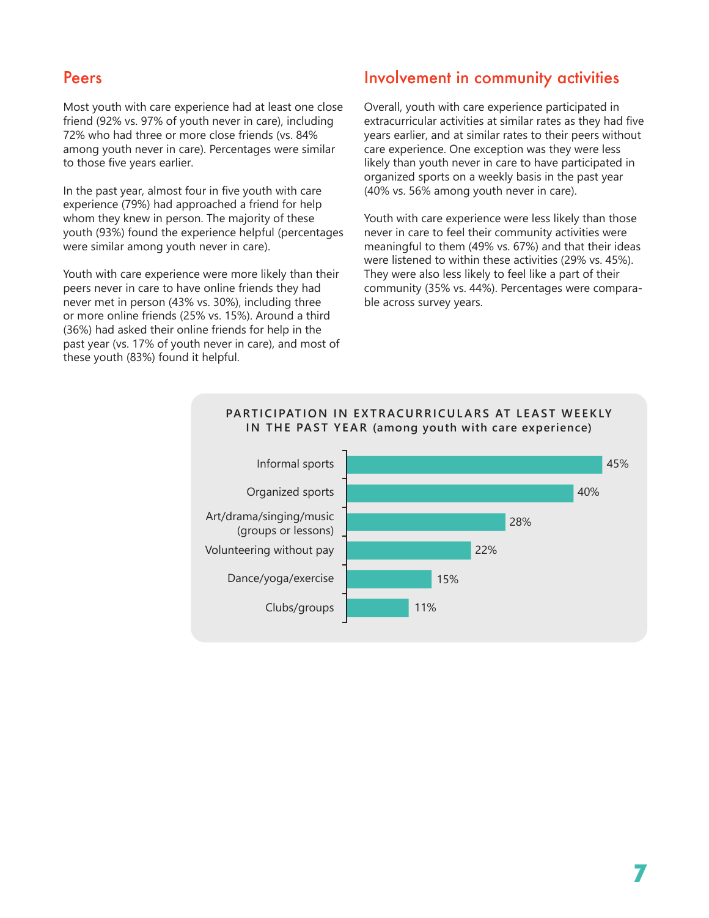## Peers

Most youth with care experience had at least one close friend (92% vs. 97% of youth never in care), including 72% who had three or more close friends (vs. 84% among youth never in care). Percentages were similar to those five years earlier.

In the past year, almost four in five youth with care experience (79%) had approached a friend for help whom they knew in person. The majority of these youth (93%) found the experience helpful (percentages were similar among youth never in care).

Youth with care experience were more likely than their peers never in care to have online friends they had never met in person (43% vs. 30%), including three or more online friends (25% vs. 15%). Around a third (36%) had asked their online friends for help in the past year (vs. 17% of youth never in care), and most of these youth (83%) found it helpful.

## Involvement in community activities

Overall, youth with care experience participated in extracurricular activities at similar rates as they had five years earlier, and at similar rates to their peers without care experience. One exception was they were less likely than youth never in care to have participated in organized sports on a weekly basis in the past year (40% vs. 56% among youth never in care).

Youth with care experience were less likely than those never in care to feel their community activities were meaningful to them (49% vs. 67%) and that their ideas were listened to within these activities (29% vs. 45%). They were also less likely to feel like a part of their community (35% vs. 44%). Percentages were comparable across survey years.

**PARTICIPATION IN EXTRACURRICULARS AT LEAST WEEKLY IN THE PAST YEAR (among youth with care experience)**

Informal sports 45%
Organized sports 40%
Art/drama/singing/music (groups or lessons) 28%
Volunteering without pay 22%
Dance/yoga/exercise 15%
Clubs/groups 11%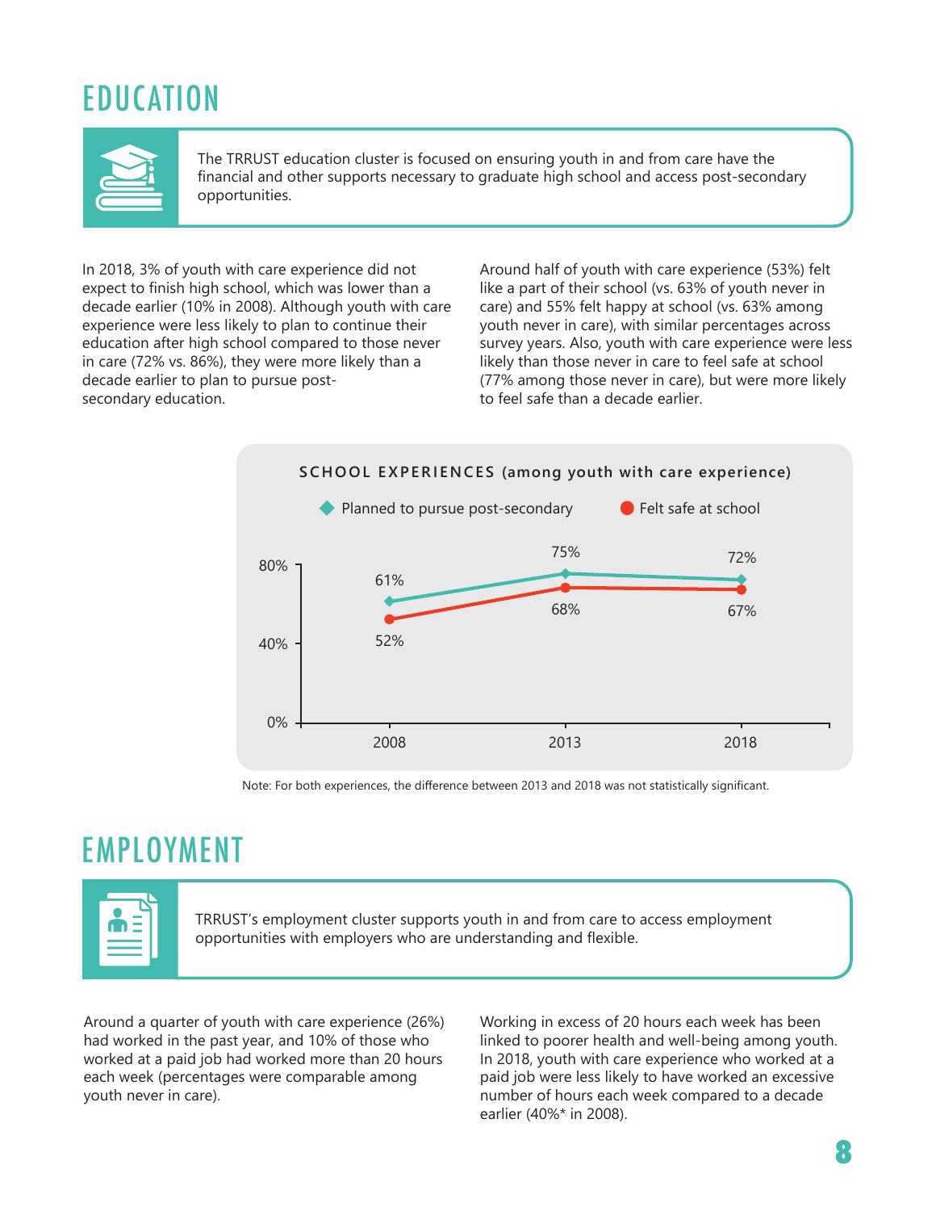# EDUCATION

The TRRUST education cluster is focused on ensuring youth in and from care have the financial and other supports necessary to graduate high school and access post-secondary opportunities.

In 2018, 3% of youth with care experience did not expect to finish high school, which was lower than a decade earlier (10% in 2008). Although youth with care experience were less likely to plan to continue their education after high school compared to those never in care (72% vs. 86%), they were more likely than a decade earlier to plan to pursue post-secondary education.

Around half of youth with care experience (53%) felt like a part of their school (vs. 63% of youth never in care) and 55% felt happy at school (vs. 63% among youth never in care), with similar percentages across survey years. Also, youth with care experience were less likely than those never in care to feel safe at school (77% among those never in care), but were more likely to feel safe than a decade earlier.

**SCHOOL EXPERIENCES (among youth with care experience)**

| | 2008 | 2013 | 2018 |
|---|---|---|---|
| Planned to pursue post-secondary | 61% | 75% | 72% |
| Felt safe at school | 52% | 68% | 67% |

Note: For both experiences, the difference between 2013 and 2018 was not statistically significant.

# EMPLOYMENT

TRRUST's employment cluster supports youth in and from care to access employment opportunities with employers who are understanding and flexible.

Around a quarter of youth with care experience (26%) had worked in the past year, and 10% of those who worked at a paid job had worked more than 20 hours each week (percentages were comparable among youth never in care).

Working in excess of 20 hours each week has been linked to poorer health and well-being among youth. In 2018, youth with care experience who worked at a paid job were less likely to have worked an excessive number of hours each week compared to a decade earlier (40%* in 2008).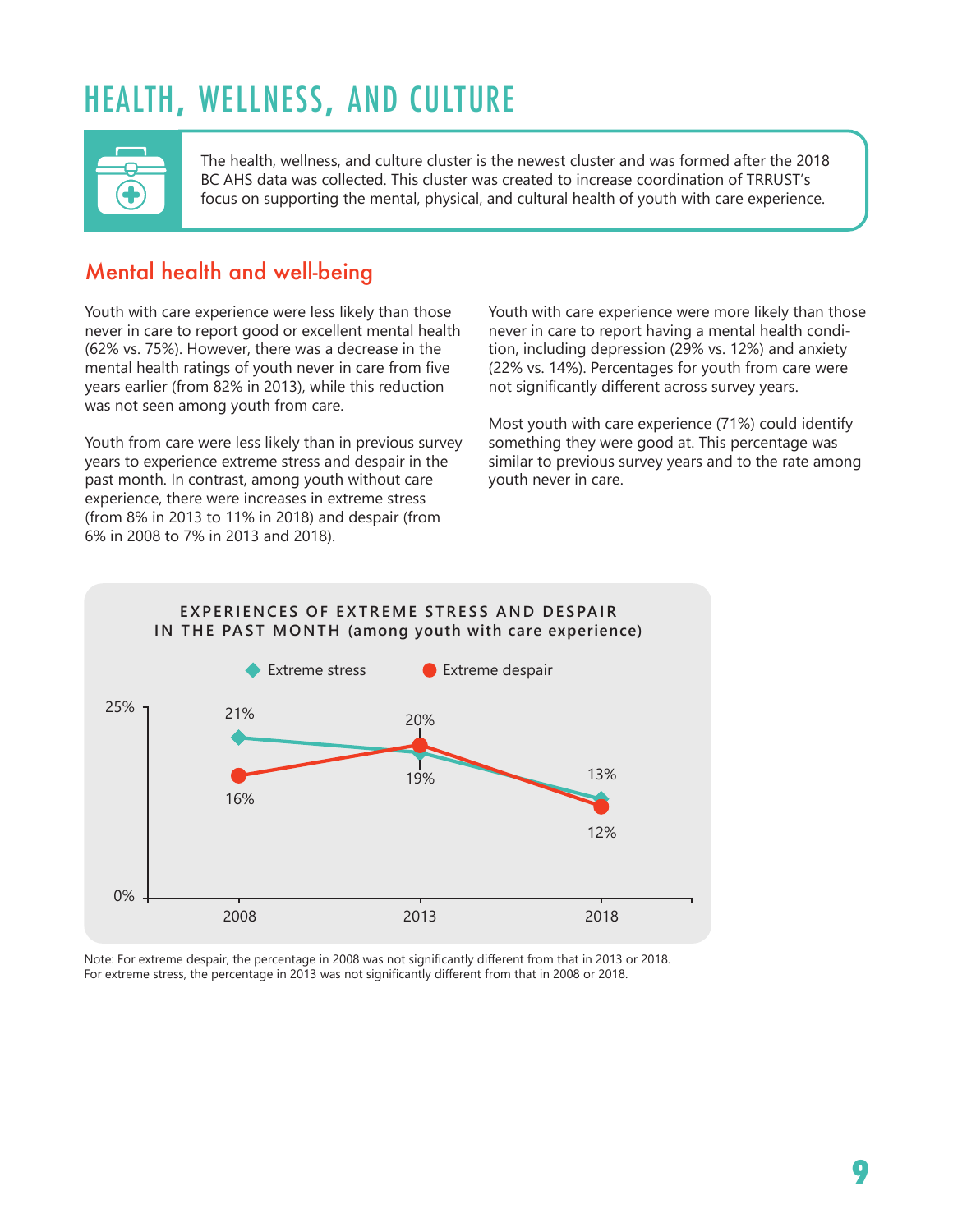# HEALTH, WELLNESS, AND CULTURE

The health, wellness, and culture cluster is the newest cluster and was formed after the 2018 BC AHS data was collected. This cluster was created to increase coordination of TRRUST's focus on supporting the mental, physical, and cultural health of youth with care experience.

## Mental health and well-being

Youth with care experience were less likely than those never in care to report good or excellent mental health (62% vs. 75%). However, there was a decrease in the mental health ratings of youth never in care from five years earlier (from 82% in 2013), while this reduction was not seen among youth from care.

Youth from care were less likely than in previous survey years to experience extreme stress and despair in the past month. In contrast, among youth without care experience, there were increases in extreme stress (from 8% in 2013 to 11% in 2018) and despair (from 6% in 2008 to 7% in 2013 and 2018).

Youth with care experience were more likely than those never in care to report having a mental health condition, including depression (29% vs. 12%) and anxiety (22% vs. 14%). Percentages for youth from care were not significantly different across survey years.

Most youth with care experience (71%) could identify something they were good at. This percentage was similar to previous survey years and to the rate among youth never in care.

EXPERIENCES OF EXTREME STRESS AND DESPAIR IN THE PAST MONTH (among youth with care experience)

Extreme stress
Extreme despair

25%
0%
2008
2013
2018
21%
16%
20%
19%
13%
12%

Note: For extreme despair, the percentage in 2008 was not significantly different from that in 2013 or 2018. For extreme stress, the percentage in 2013 was not significantly different from that in 2008 or 2018.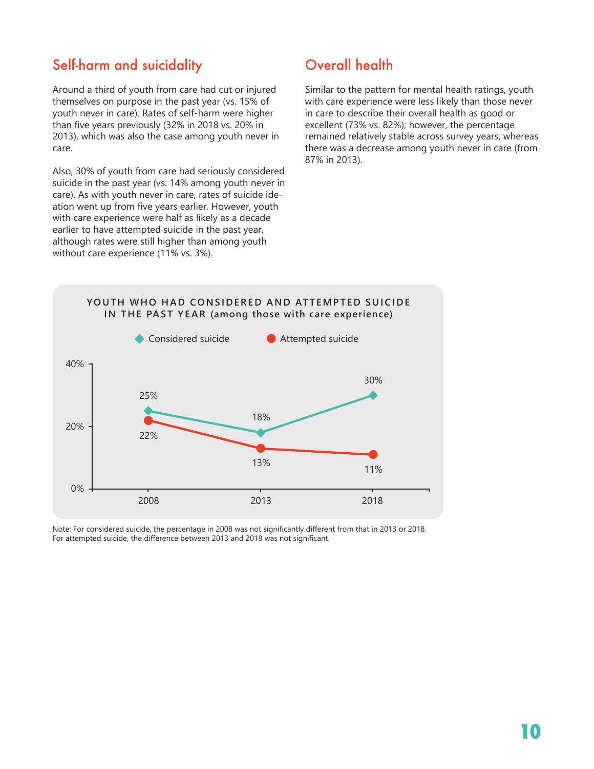## Self-harm and suicidality

Around a third of youth from care had cut or injured themselves on purpose in the past year (vs. 15% of youth never in care). Rates of self-harm were higher than five years previously (32% in 2018 vs. 20% in 2013), which was also the case among youth never in care.

Also, 30% of youth from care had seriously considered suicide in the past year (vs. 14% among youth never in care). As with youth never in care, rates of suicide ideation went up from five years earlier. However, youth with care experience were half as likely as a decade earlier to have attempted suicide in the past year, although rates were still higher than among youth without care experience (11% vs. 3%).

## Overall health

Similar to the pattern for mental health ratings, youth with care experience were less likely than those never in care to describe their overall health as good or excellent (73% vs. 82%); however, the percentage remained relatively stable across survey years, whereas there was a decrease among youth never in care (from 87% in 2013).

**YOUTH WHO HAD CONSIDERED AND ATTEMPTED SUICIDE IN THE PAST YEAR (among those with care experience)**

Considered suicide
Attempted suicide

40%
20%
0%

2008
2013
2018

25%
18%
30%
22%
13%
11%

Note: For considered suicide, the percentage in 2008 was not significantly different from that in 2013 or 2018. For attempted suicide, the difference between 2013 and 2018 was not significant.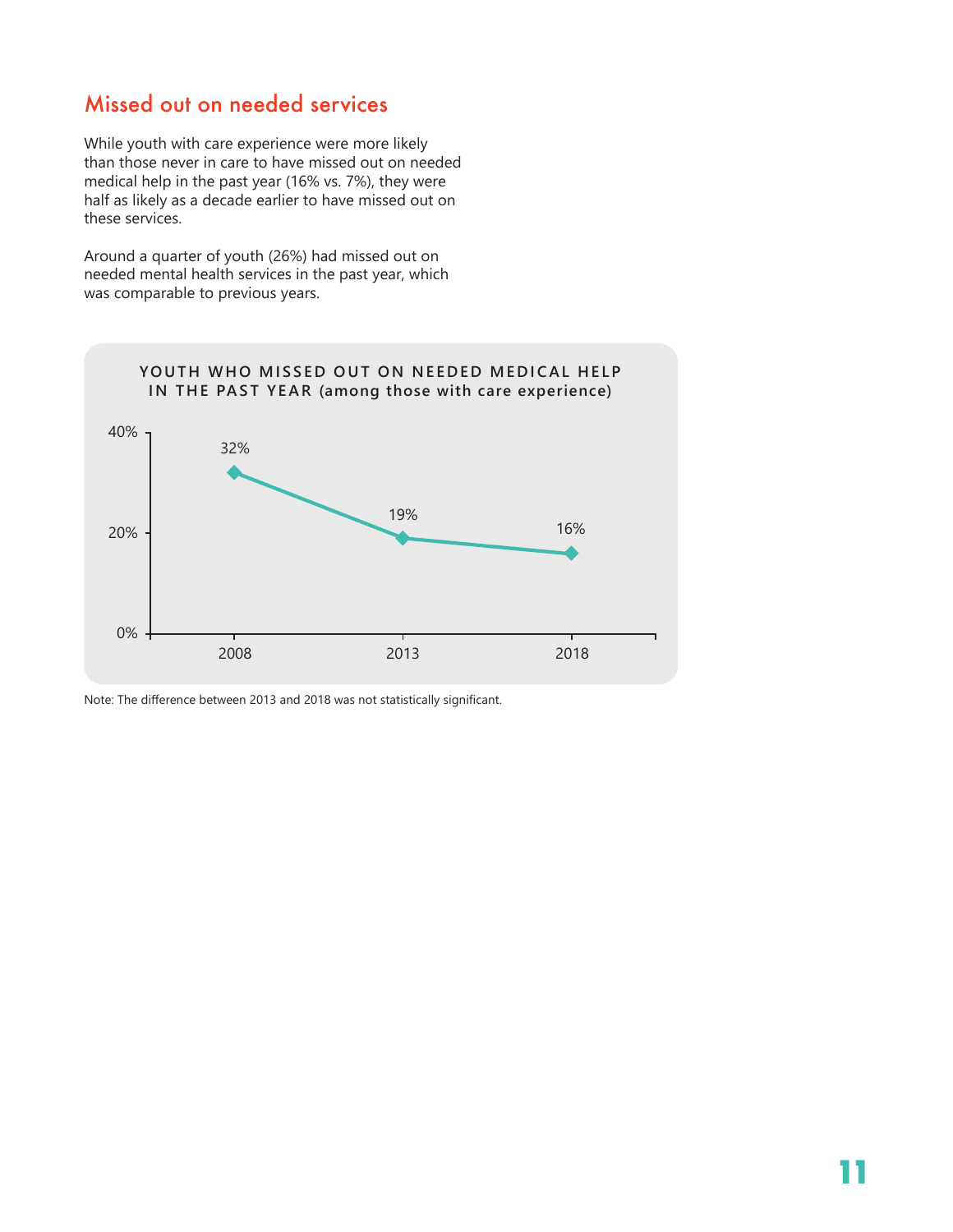## Missed out on needed services

While youth with care experience were more likely than those never in care to have missed out on needed medical help in the past year (16% vs. 7%), they were half as likely as a decade earlier to have missed out on these services.

Around a quarter of youth (26%) had missed out on needed mental health services in the past year, which was comparable to previous years.

**YOUTH WHO MISSED OUT ON NEEDED MEDICAL HELP IN THE PAST YEAR (among those with care experience)**

40%
20%
0%

32%
19%
16%

2008
2013
2018

Note: The difference between 2013 and 2018 was not statistically significant.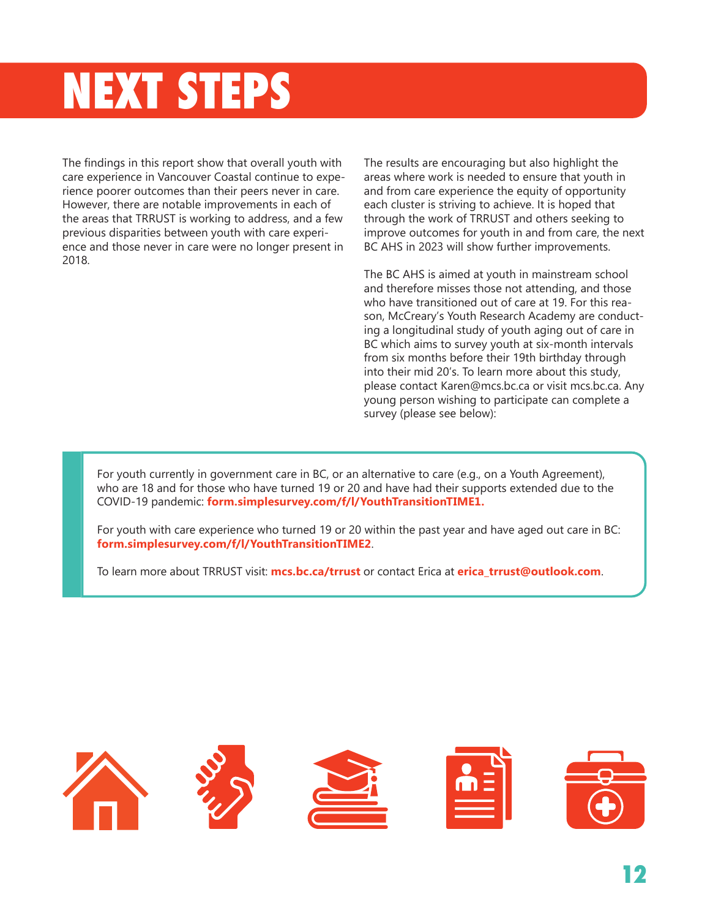# NEXT STEPS

The findings in this report show that overall youth with care experience in Vancouver Coastal continue to experience poorer outcomes than their peers never in care. However, there are notable improvements in each of the areas that TRRUST is working to address, and a few previous disparities between youth with care experience and those never in care were no longer present in 2018.

The results are encouraging but also highlight the areas where work is needed to ensure that youth in and from care experience the equity of opportunity each cluster is striving to achieve. It is hoped that through the work of TRRUST and others seeking to improve outcomes for youth in and from care, the next BC AHS in 2023 will show further improvements.

The BC AHS is aimed at youth in mainstream school and therefore misses those not attending, and those who have transitioned out of care at 19. For this reason, McCreary's Youth Research Academy are conducting a longitudinal study of youth aging out of care in BC which aims to survey youth at six-month intervals from six months before their 19th birthday through into their mid 20's. To learn more about this study, please contact Karen@mcs.bc.ca or visit mcs.bc.ca. Any young person wishing to participate can complete a survey (please see below):

For youth currently in government care in BC, or an alternative to care (e.g., on a Youth Agreement), who are 18 and for those who have turned 19 or 20 and have had their supports extended due to the COVID-19 pandemic: **form.simplesurvey.com/f/l/YouthTransitionTIME1.**

For youth with care experience who turned 19 or 20 within the past year and have aged out care in BC: **form.simplesurvey.com/f/l/YouthTransitionTIME2**.

To learn more about TRRUST visit: **mcs.bc.ca/trrust** or contact Erica at **erica_trrust@outlook.com**.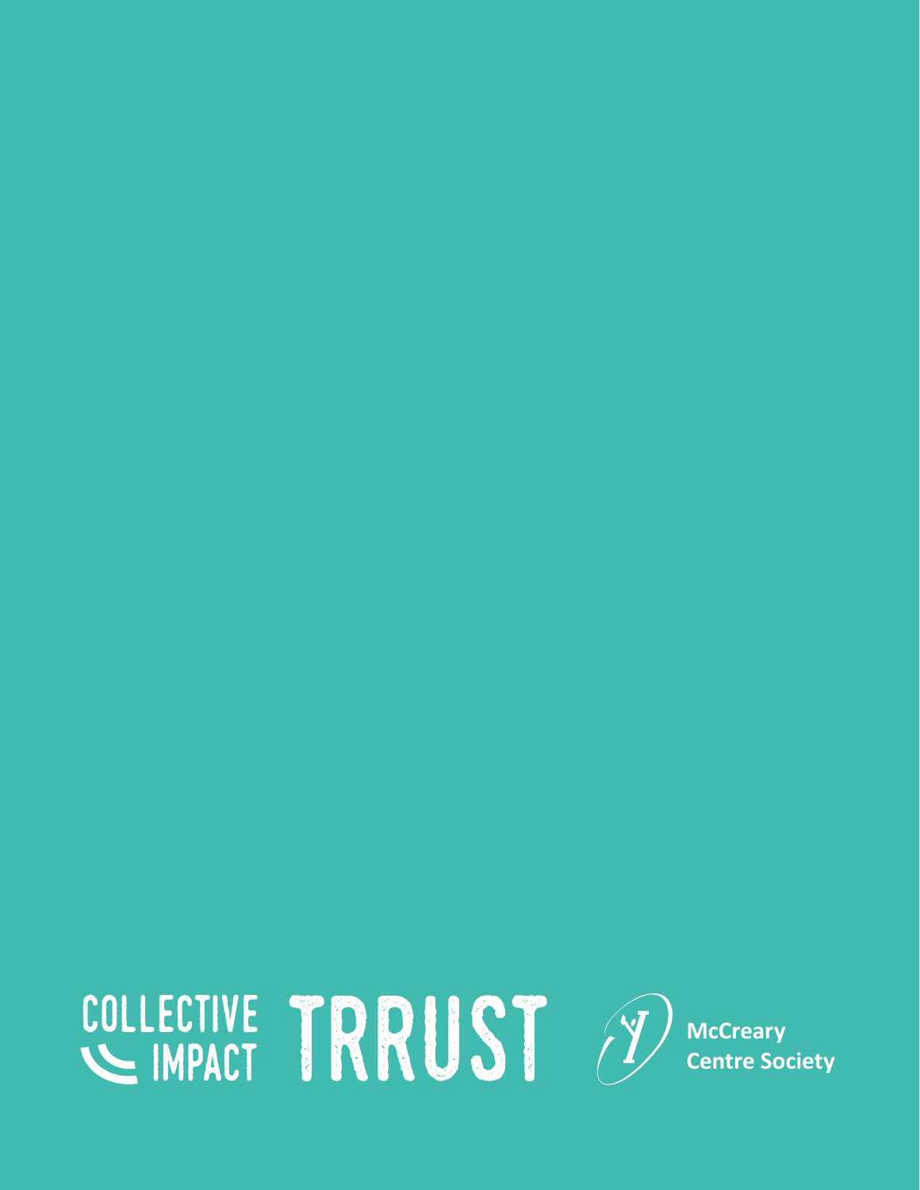COLLECTIVE IMPACT TRRUST

McCreary Centre Society